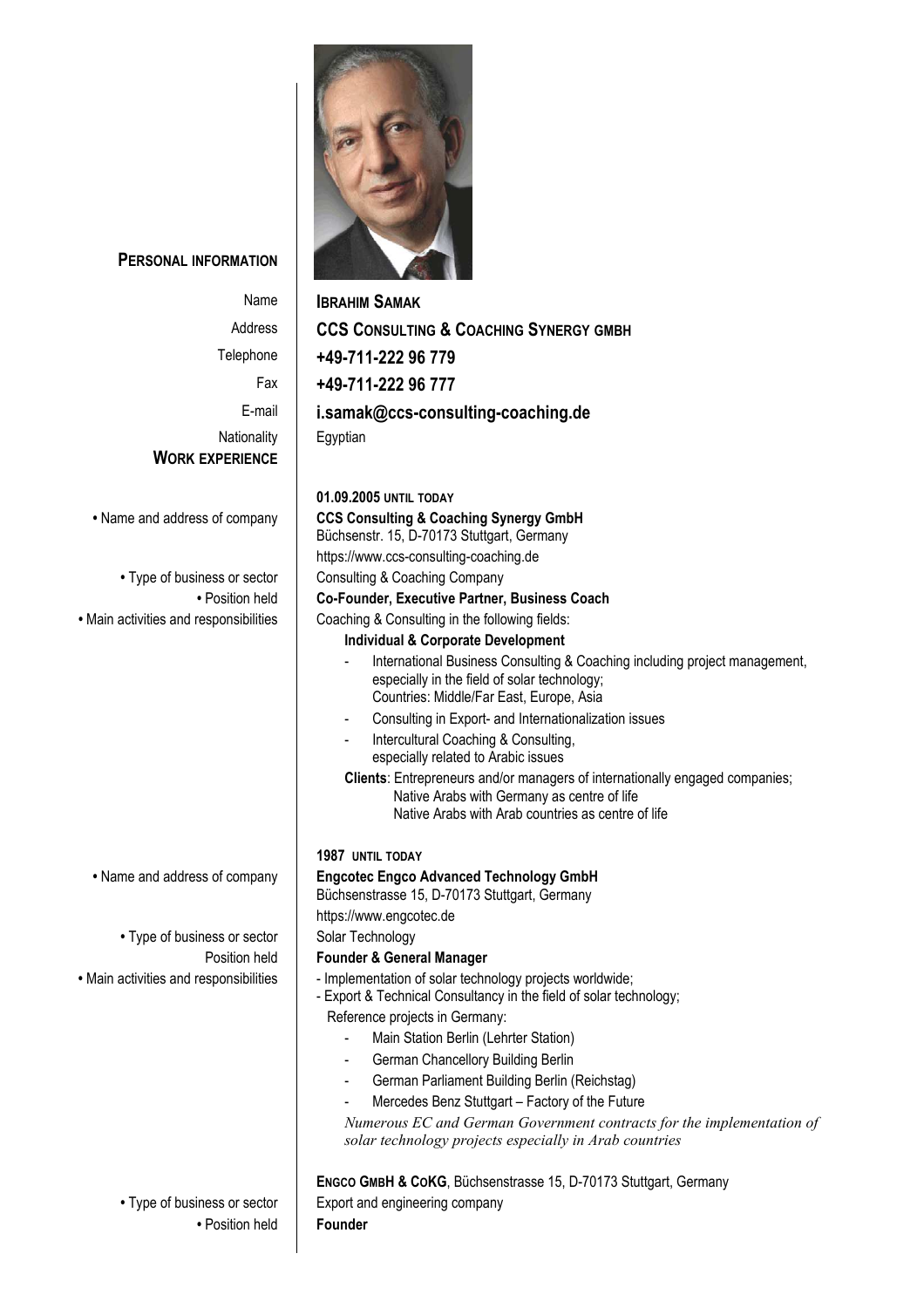## PERSONAL INFORMATION

| | |
|---|---|
| Name | **IBRAHIM SAMAK** |
| Address | **CCS CONSULTING & COACHING SYNERGY GMBH** |
| Telephone | **+49-711-222 96 779** |
| Fax | **+49-711-222 96 777** |
| E-mail | **i.samak@ccs-consulting-coaching.de** |
| Nationality | Egyptian |

## WORK EXPERIENCE

**01.09.2005 UNTIL TODAY**

- **Name and address of company:** **CCS Consulting & Coaching Synergy GmbH**
  Büchsenstr. 15, D-70173 Stuttgart, Germany
  https://www.ccs-consulting-coaching.de
- **Type of business or sector:** Consulting & Coaching Company
- **Position held:** **Co-Founder, Executive Partner, Business Coach**
- **Main activities and responsibilities:** Coaching & Consulting in the following fields:

  **Individual & Corporate Development**
  - International Business Consulting & Coaching including project management, especially in the field of solar technology;
    Countries: Middle/Far East, Europe, Asia
  - Consulting in Export- and Internationalization issues
  - Intercultural Coaching & Consulting,
    especially related to Arabic issues

  **Clients**: Entrepreneurs and/or managers of internationally engaged companies;
  Native Arabs with Germany as centre of life
  Native Arabs with Arab countries as centre of life

**1987 UNTIL TODAY**

- **Name and address of company:** **Engcotec Engco Advanced Technology GmbH**
  Büchsenstrasse 15, D-70173 Stuttgart, Germany
  https://www.engcotec.de
- **Type of business or sector:** Solar Technology
- **Position held:** **Founder & General Manager**
- **Main activities and responsibilities:**
  - Implementation of solar technology projects worldwide;
  - Export & Technical Consultancy in the field of solar technology;

  Reference projects in Germany:
  - Main Station Berlin (Lehrter Station)
  - German Chancellory Building Berlin
  - German Parliament Building Berlin (Reichstag)
  - Mercedes Benz Stuttgart – Factory of the Future

  *Numerous EC and German Government contracts for the implementation of solar technology projects especially in Arab countries*

**ENGCO GMBH & COKG**, Büchsenstrasse 15, D-70173 Stuttgart, Germany

- **Type of business or sector:** Export and engineering company
- **Position held:** **Founder**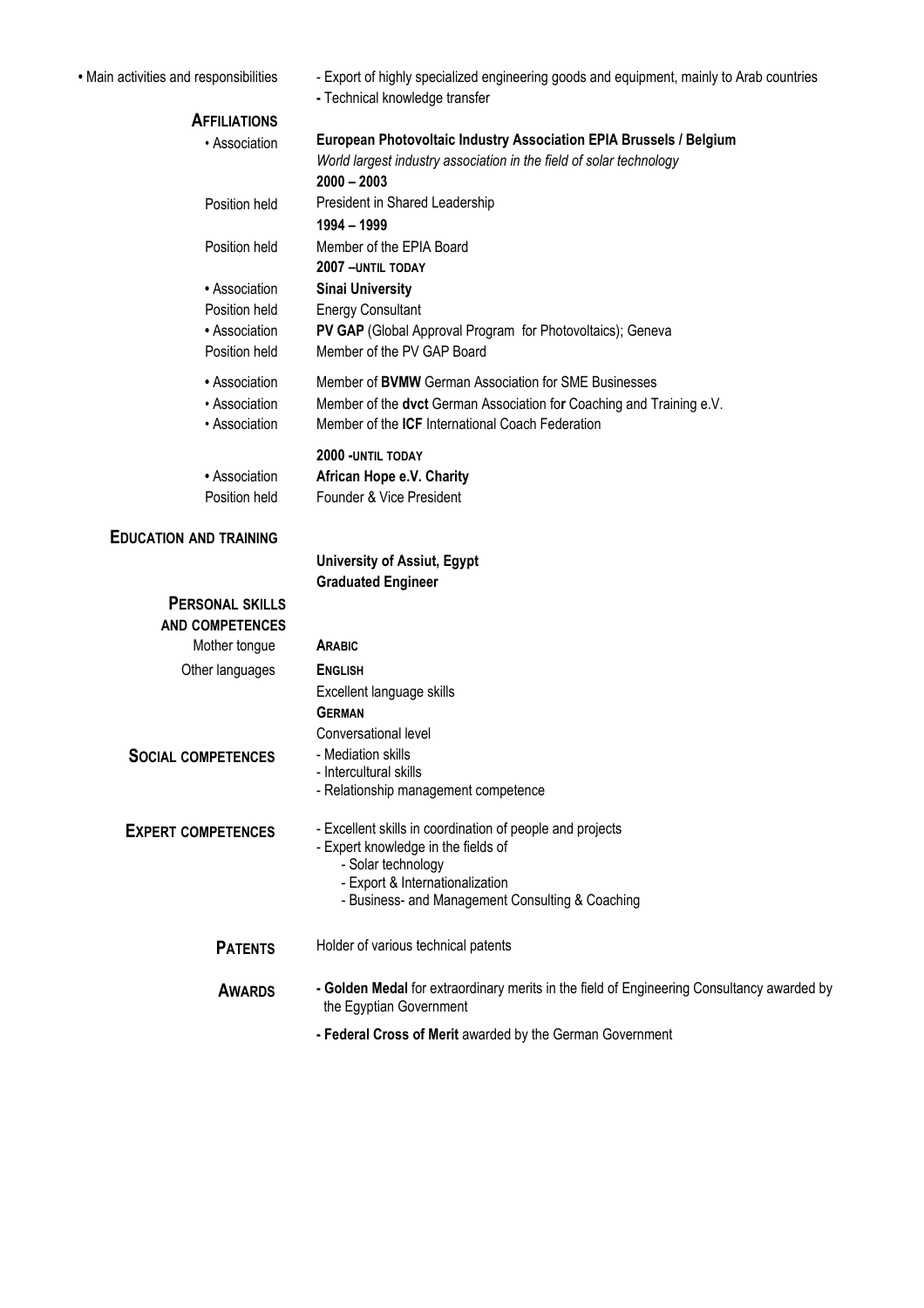• Main activities and responsibilities
- Export of highly specialized engineering goods and equipment, mainly to Arab countries
- Technical knowledge transfer

## AFFILIATIONS

• Association: **European Photovoltaic Industry Association EPIA Brussels / Belgium**
*World largest industry association in the field of solar technology*

**2000 – 2003**
Position held: President in Shared Leadership

**1994 – 1999**
Position held: Member of the EPIA Board

**2007 – UNTIL TODAY**
• Association: **Sinai University**
Position held: Energy Consultant

• Association: **PV GAP** (Global Approval Program for Photovoltaics); Geneva
Position held: Member of the PV GAP Board

• Association: Member of **BVMW** German Association for SME Businesses
• Association: Member of the **dvct** German Association for Coaching and Training e.V.
• Association: Member of the **ICF** International Coach Federation

**2000 - UNTIL TODAY**
• Association: **African Hope e.V. Charity**
Position held: Founder & Vice President

## EDUCATION AND TRAINING

**University of Assiut, Egypt**
**Graduated Engineer**

## PERSONAL SKILLS AND COMPETENCES

Mother tongue: **ARABIC**

Other languages: **ENGLISH**
Excellent language skills

**GERMAN**
Conversational level

## SOCIAL COMPETENCES

- Mediation skills
- Intercultural skills
- Relationship management competence

## EXPERT COMPETENCES

- Excellent skills in coordination of people and projects
- Expert knowledge in the fields of
  - Solar technology
  - Export & Internationalization
  - Business- and Management Consulting & Coaching

## PATENTS

Holder of various technical patents

## AWARDS

- **Golden Medal** for extraordinary merits in the field of Engineering Consultancy awarded by the Egyptian Government
- **Federal Cross of Merit** awarded by the German Government